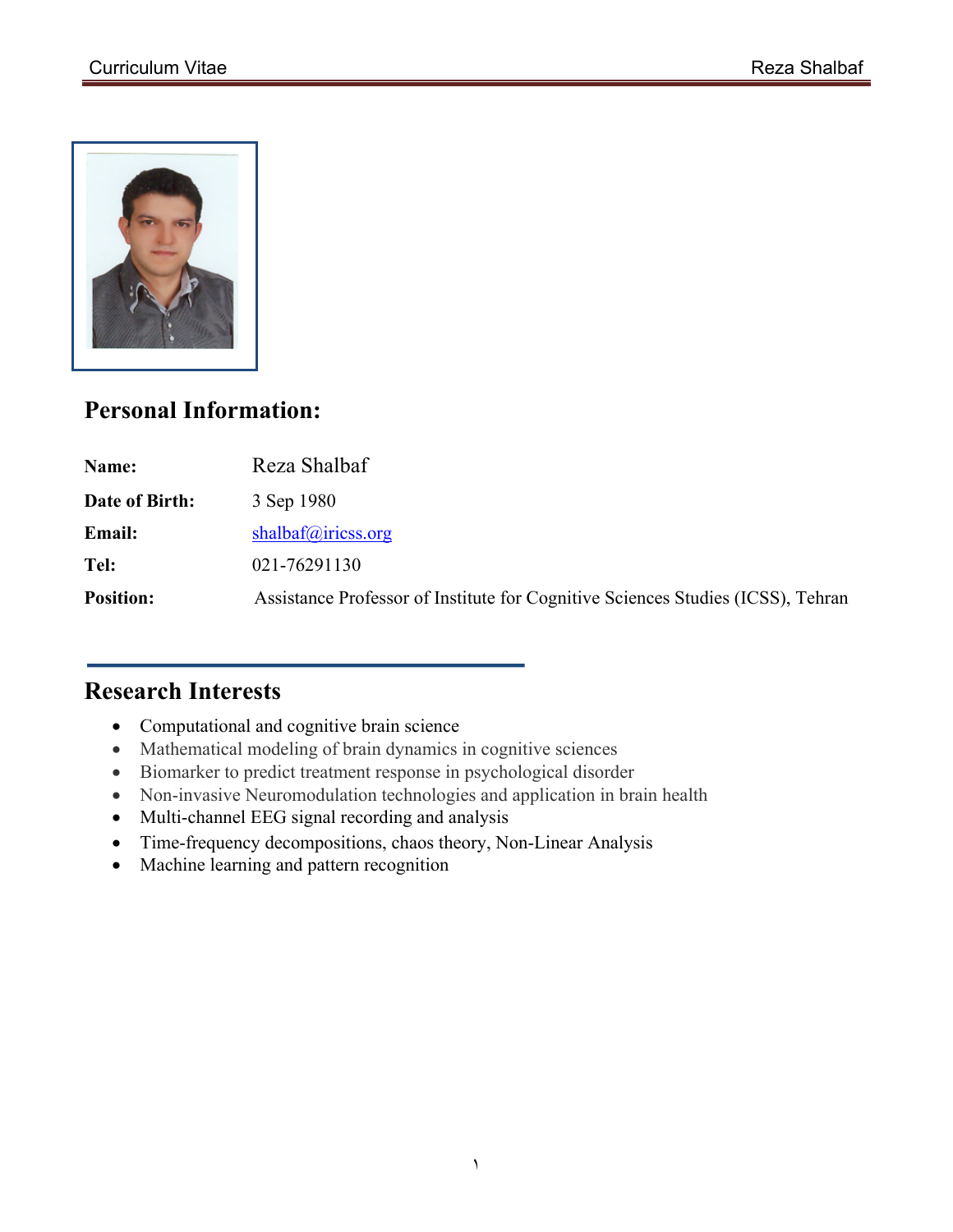## Personal Information:

**Name:** Reza Shalbaf

**Date of Birth:** 3 Sep 1980

**Email:** shalbaf@iricss.org

**Tel:** 021-76291130

**Position:** Assistance Professor of Institute for Cognitive Sciences Studies (ICSS), Tehran

## Research Interests

- Computational and cognitive brain science
- Mathematical modeling of brain dynamics in cognitive sciences
- Biomarker to predict treatment response in psychological disorder
- Non-invasive Neuromodulation technologies and application in brain health
- Multi-channel EEG signal recording and analysis
- Time-frequency decompositions, chaos theory, Non-Linear Analysis
- Machine learning and pattern recognition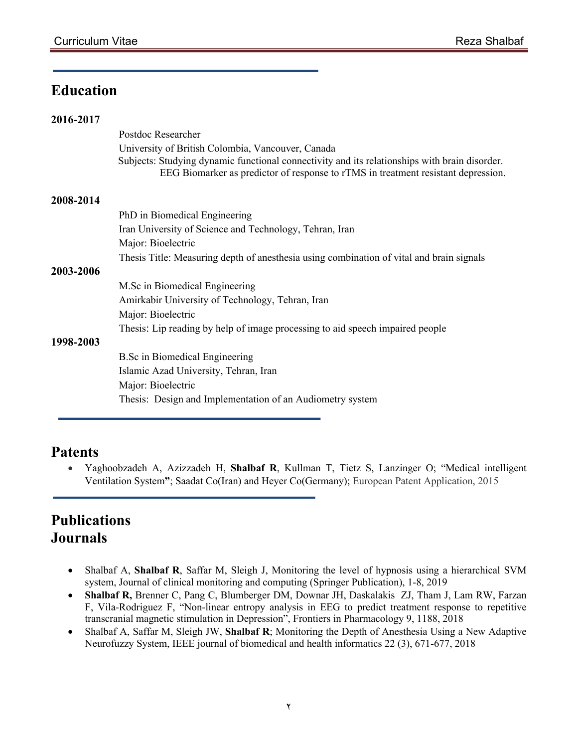## Education

**2016-2017**

Postdoc Researcher
University of British Colombia, Vancouver, Canada
Subjects: Studying dynamic functional connectivity and its relationships with brain disorder.
EEG Biomarker as predictor of response to rTMS in treatment resistant depression.

**2008-2014**

PhD in Biomedical Engineering
Iran University of Science and Technology, Tehran, Iran
Major: Bioelectric
Thesis Title: Measuring depth of anesthesia using combination of vital and brain signals

**2003-2006**

M.Sc in Biomedical Engineering
Amirkabir University of Technology, Tehran, Iran
Major: Bioelectric
Thesis: Lip reading by help of image processing to aid speech impaired people

**1998-2003**

B.Sc in Biomedical Engineering
Islamic Azad University, Tehran, Iran
Major: Bioelectric
Thesis: Design and Implementation of an Audiometry system

## Patents

- Yaghoobzadeh A, Azizzadeh H, **Shalbaf R**, Kullman T, Tietz S, Lanzinger O; "Medical intelligent Ventilation System"; Saadat Co(Iran) and Heyer Co(Germany); European Patent Application, 2015

## Publications

## Journals

- Shalbaf A, **Shalbaf R**, Saffar M, Sleigh J, Monitoring the level of hypnosis using a hierarchical SVM system, Journal of clinical monitoring and computing (Springer Publication), 1-8, 2019
- **Shalbaf R,** Brenner C, Pang C, Blumberger DM, Downar JH, Daskalakis ZJ, Tham J, Lam RW, Farzan F, Vila-Rodriguez F, "Non-linear entropy analysis in EEG to predict treatment response to repetitive transcranial magnetic stimulation in Depression", Frontiers in Pharmacology 9, 1188, 2018
- Shalbaf A, Saffar M, Sleigh JW, **Shalbaf R**; Monitoring the Depth of Anesthesia Using a New Adaptive Neurofuzzy System, IEEE journal of biomedical and health informatics 22 (3), 671-677, 2018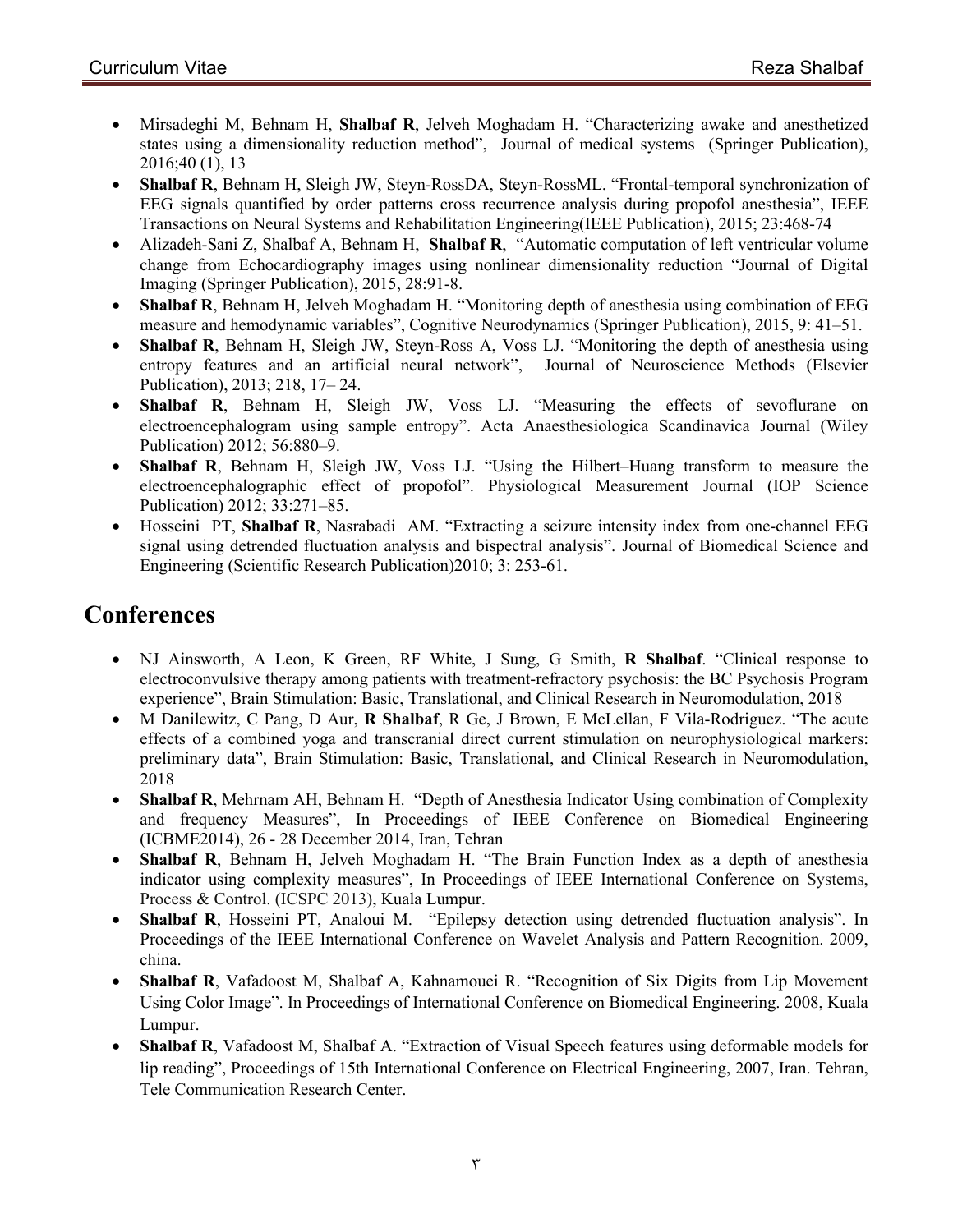- Mirsadeghi M, Behnam H, **Shalbaf R**, Jelveh Moghadam H. "Characterizing awake and anesthetized states using a dimensionality reduction method", Journal of medical systems (Springer Publication), 2016;40 (1), 13
- **Shalbaf R**, Behnam H, Sleigh JW, Steyn-RossDA, Steyn-RossML. "Frontal-temporal synchronization of EEG signals quantified by order patterns cross recurrence analysis during propofol anesthesia", IEEE Transactions on Neural Systems and Rehabilitation Engineering(IEEE Publication), 2015; 23:468-74
- Alizadeh-Sani Z, Shalbaf A, Behnam H, **Shalbaf R**, "Automatic computation of left ventricular volume change from Echocardiography images using nonlinear dimensionality reduction "Journal of Digital Imaging (Springer Publication), 2015, 28:91-8.
- **Shalbaf R**, Behnam H, Jelveh Moghadam H. "Monitoring depth of anesthesia using combination of EEG measure and hemodynamic variables", Cognitive Neurodynamics (Springer Publication), 2015, 9: 41–51.
- **Shalbaf R**, Behnam H, Sleigh JW, Steyn-Ross A, Voss LJ. "Monitoring the depth of anesthesia using entropy features and an artificial neural network", Journal of Neuroscience Methods (Elsevier Publication), 2013; 218, 17– 24.
- **Shalbaf R**, Behnam H, Sleigh JW, Voss LJ. "Measuring the effects of sevoflurane on electroencephalogram using sample entropy". Acta Anaesthesiologica Scandinavica Journal (Wiley Publication) 2012; 56:880–9.
- **Shalbaf R**, Behnam H, Sleigh JW, Voss LJ. "Using the Hilbert–Huang transform to measure the electroencephalographic effect of propofol". Physiological Measurement Journal (IOP Science Publication) 2012; 33:271–85.
- Hosseini PT, **Shalbaf R**, Nasrabadi AM. "Extracting a seizure intensity index from one-channel EEG signal using detrended fluctuation analysis and bispectral analysis". Journal of Biomedical Science and Engineering (Scientific Research Publication)2010; 3: 253-61.

# Conferences

- NJ Ainsworth, A Leon, K Green, RF White, J Sung, G Smith, **R Shalbaf**. "Clinical response to electroconvulsive therapy among patients with treatment-refractory psychosis: the BC Psychosis Program experience", Brain Stimulation: Basic, Translational, and Clinical Research in Neuromodulation, 2018
- M Danilewitz, C Pang, D Aur, **R Shalbaf**, R Ge, J Brown, E McLellan, F Vila-Rodriguez. "The acute effects of a combined yoga and transcranial direct current stimulation on neurophysiological markers: preliminary data", Brain Stimulation: Basic, Translational, and Clinical Research in Neuromodulation, 2018
- **Shalbaf R**, Mehrnam AH, Behnam H. "Depth of Anesthesia Indicator Using combination of Complexity and frequency Measures", In Proceedings of IEEE Conference on Biomedical Engineering (ICBME2014), 26 - 28 December 2014, Iran, Tehran
- **Shalbaf R**, Behnam H, Jelveh Moghadam H. "The Brain Function Index as a depth of anesthesia indicator using complexity measures", In Proceedings of IEEE International Conference on Systems, Process & Control. (ICSPC 2013), Kuala Lumpur.
- **Shalbaf R**, Hosseini PT, Analoui M. "Epilepsy detection using detrended fluctuation analysis". In Proceedings of the IEEE International Conference on Wavelet Analysis and Pattern Recognition. 2009, china.
- **Shalbaf R**, Vafadoost M, Shalbaf A, Kahnamouei R. "Recognition of Six Digits from Lip Movement Using Color Image". In Proceedings of International Conference on Biomedical Engineering. 2008, Kuala Lumpur.
- **Shalbaf R**, Vafadoost M, Shalbaf A. "Extraction of Visual Speech features using deformable models for lip reading", Proceedings of 15th International Conference on Electrical Engineering, 2007, Iran. Tehran, Tele Communication Research Center.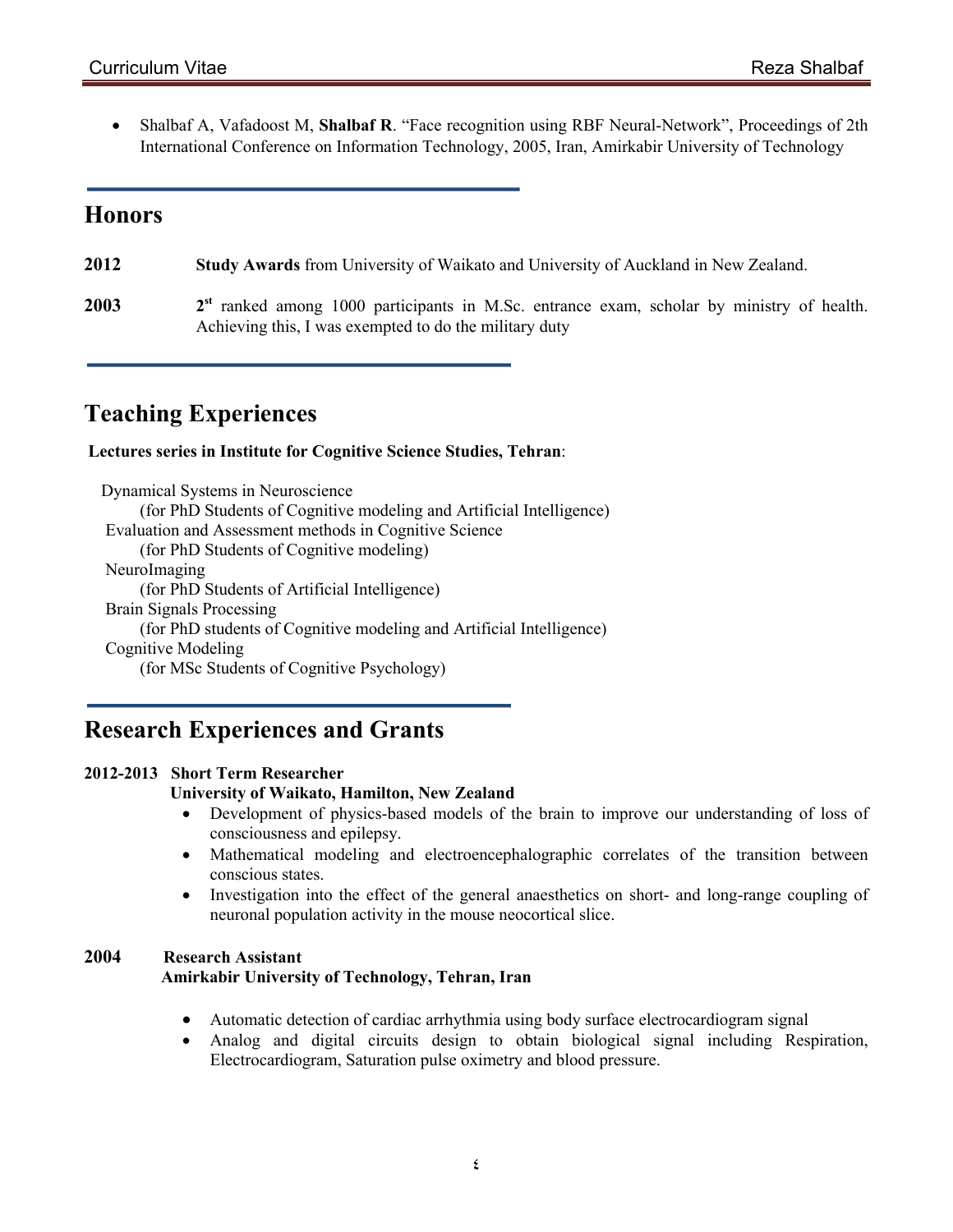- Shalbaf A, Vafadoost M, **Shalbaf R**. "Face recognition using RBF Neural-Network", Proceedings of 2th International Conference on Information Technology, 2005, Iran, Amirkabir University of Technology

## Honors

**2012** **Study Awards** from University of Waikato and University of Auckland in New Zealand.

**2003** 2st ranked among 1000 participants in M.Sc. entrance exam, scholar by ministry of health. Achieving this, I was exempted to do the military duty

## Teaching Experiences

**Lectures series in Institute for Cognitive Science Studies, Tehran**:

Dynamical Systems in Neuroscience
(for PhD Students of Cognitive modeling and Artificial Intelligence)
Evaluation and Assessment methods in Cognitive Science
(for PhD Students of Cognitive modeling)
NeuroImaging
(for PhD Students of Artificial Intelligence)
Brain Signals Processing
(for PhD students of Cognitive modeling and Artificial Intelligence)
Cognitive Modeling
(for MSc Students of Cognitive Psychology)

## Research Experiences and Grants

**2012-2013 Short Term Researcher**
**University of Waikato, Hamilton, New Zealand**

- Development of physics-based models of the brain to improve our understanding of loss of consciousness and epilepsy.
- Mathematical modeling and electroencephalographic correlates of the transition between conscious states.
- Investigation into the effect of the general anaesthetics on short- and long-range coupling of neuronal population activity in the mouse neocortical slice.

**2004 Research Assistant**
**Amirkabir University of Technology, Tehran, Iran**

- Automatic detection of cardiac arrhythmia using body surface electrocardiogram signal
- Analog and digital circuits design to obtain biological signal including Respiration, Electrocardiogram, Saturation pulse oximetry and blood pressure.